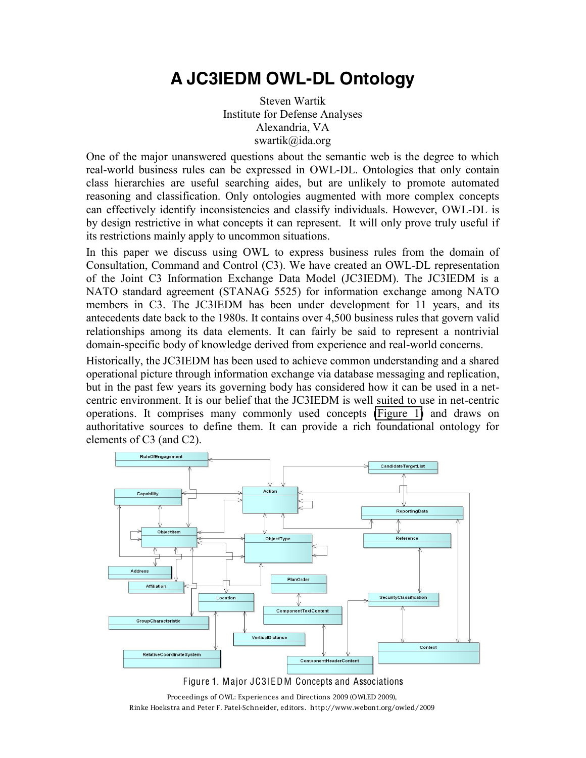# A JC3IEDM OWL-DL Ontology

Steven Wartik
Institute for Defense Analyses
Alexandria, VA
swartik@ida.org

One of the major unanswered questions about the semantic web is the degree to which real-world business rules can be expressed in OWL-DL. Ontologies that only contain class hierarchies are useful searching aides, but are unlikely to promote automated reasoning and classification. Only ontologies augmented with more complex concepts can effectively identify inconsistencies and classify individuals. However, OWL-DL is by design restrictive in what concepts it can represent. It will only prove truly useful if its restrictions mainly apply to uncommon situations.

In this paper we discuss using OWL to express business rules from the domain of Consultation, Command and Control (C3). We have created an OWL-DL representation of the Joint C3 Information Exchange Data Model (JC3IEDM). The JC3IEDM is a NATO standard agreement (STANAG 5525) for information exchange among NATO members in C3. The JC3IEDM has been under development for 11 years, and its antecedents date back to the 1980s. It contains over 4,500 business rules that govern valid relationships among its data elements. It can fairly be said to represent a nontrivial domain-specific body of knowledge derived from experience and real-world concerns.

Historically, the JC3IEDM has been used to achieve common understanding and a shared operational picture through information exchange via database messaging and replication, but in the past few years its governing body has considered how it can be used in a net-centric environment. It is our belief that the JC3IEDM is well suited to use in net-centric operations. It comprises many commonly used concepts (Figure 1) and draws on authoritative sources to define them. It can provide a rich foundational ontology for elements of C3 (and C2).

Figure 1. Major JC3IEDM Concepts and Associations

Proceedings of OWL: Experiences and Directions 2009 (OWLED 2009), Rinke Hoekstra and Peter F. Patel-Schneider, editors. http://www.webont.org/owled/2009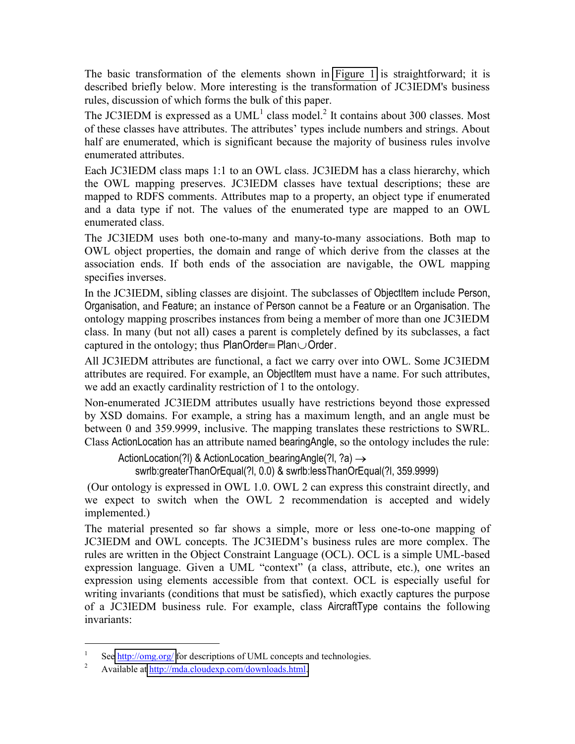The basic transformation of the elements shown in Figure 1 is straightforward; it is described briefly below. More interesting is the transformation of JC3IEDM's business rules, discussion of which forms the bulk of this paper.

The JC3IEDM is expressed as a UML[1] class model.[2] It contains about 300 classes. Most of these classes have attributes. The attributes' types include numbers and strings. About half are enumerated, which is significant because the majority of business rules involve enumerated attributes.

Each JC3IEDM class maps 1:1 to an OWL class. JC3IEDM has a class hierarchy, which the OWL mapping preserves. JC3IEDM classes have textual descriptions; these are mapped to RDFS comments. Attributes map to a property, an object type if enumerated and a data type if not. The values of the enumerated type are mapped to an OWL enumerated class.

The JC3IEDM uses both one-to-many and many-to-many associations. Both map to OWL object properties, the domain and range of which derive from the classes at the association ends. If both ends of the association are navigable, the OWL mapping specifies inverses.

In the JC3IEDM, sibling classes are disjoint. The subclasses of ObjectItem include Person, Organisation, and Feature; an instance of Person cannot be a Feature or an Organisation. The ontology mapping proscribes instances from being a member of more than one JC3IEDM class. In many (but not all) cases a parent is completely defined by its subclasses, a fact captured in the ontology; thus $\mathrm{PlanOrder} \equiv \mathrm{Plan} \cup \mathrm{Order}$.

All JC3IEDM attributes are functional, a fact we carry over into OWL. Some JC3IEDM attributes are required. For example, an ObjectItem must have a name. For such attributes, we add an exactly cardinality restriction of 1 to the ontology.

Non-enumerated JC3IEDM attributes usually have restrictions beyond those expressed by XSD domains. For example, a string has a maximum length, and an angle must be between 0 and 359.9999, inclusive. The mapping translates these restrictions to SWRL. Class ActionLocation has an attribute named bearingAngle, so the ontology includes the rule:

```
ActionLocation(?l) & ActionLocation_bearingAngle(?l, ?a) →
    swrlb:greaterThanOrEqual(?l, 0.0) & swrlb:lessThanOrEqual(?l, 359.9999)
```

(Our ontology is expressed in OWL 1.0. OWL 2 can express this constraint directly, and we expect to switch when the OWL 2 recommendation is accepted and widely implemented.)

The material presented so far shows a simple, more or less one-to-one mapping of JC3IEDM and OWL concepts. The JC3IEDM's business rules are more complex. The rules are written in the Object Constraint Language (OCL). OCL is a simple UML-based expression language. Given a UML "context" (a class, attribute, etc.), one writes an expression using elements accessible from that context. OCL is especially useful for writing invariants (conditions that must be satisfied), which exactly captures the purpose of a JC3IEDM business rule. For example, class AircraftType contains the following invariants:

---

[1] See http://omg.org/ for descriptions of UML concepts and technologies.

[2] Available at http://mda.cloudexp.com/downloads.html.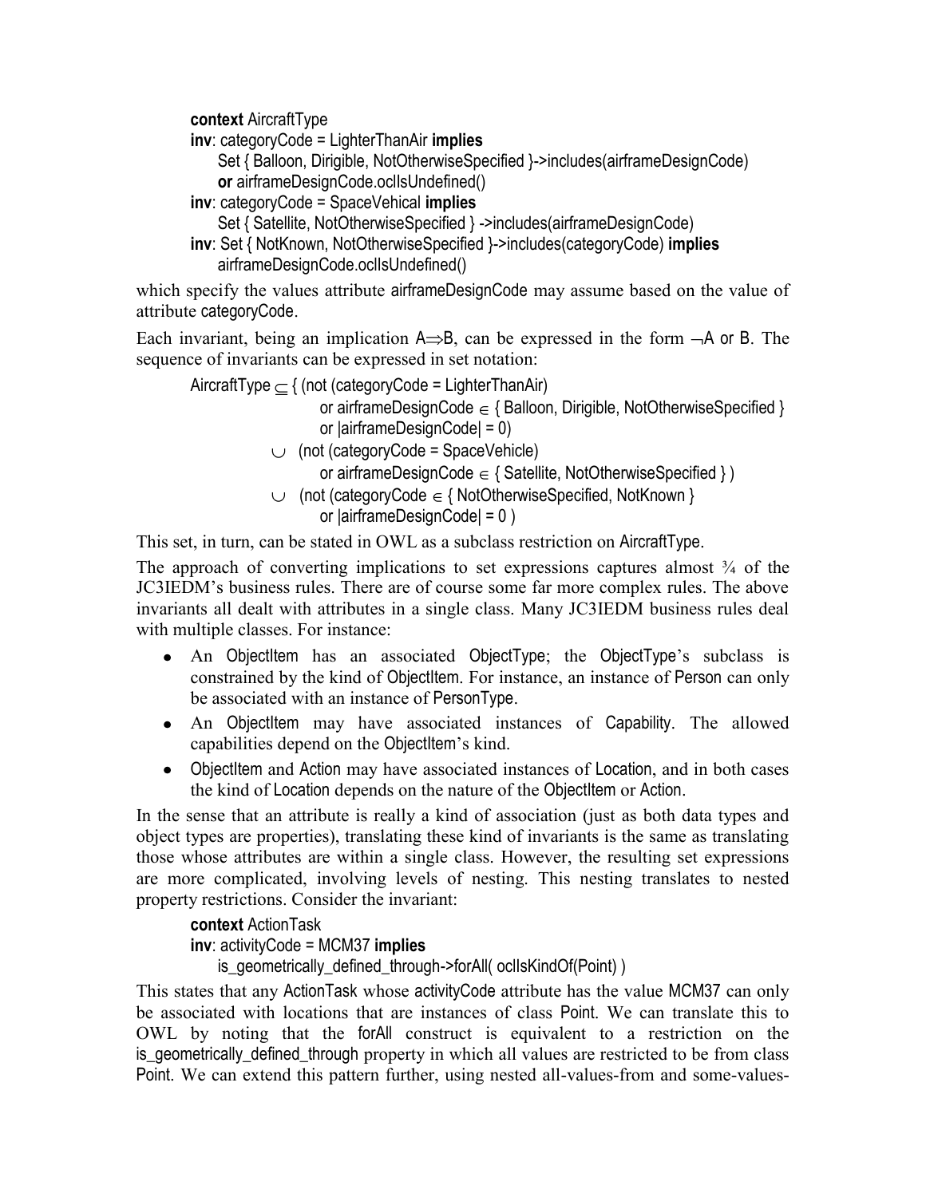```
context AircraftType
inv: categoryCode = LighterThanAir implies
     Set { Balloon, Dirigible, NotOtherwiseSpecified }->includes(airframeDesignCode)
     or airframeDesignCode.oclIsUndefined()
inv: categoryCode = SpaceVehical implies
     Set { Satellite, NotOtherwiseSpecified } ->includes(airframeDesignCode)
inv: Set { NotKnown, NotOtherwiseSpecified }->includes(categoryCode) implies
     airframeDesignCode.oclIsUndefined()
```

which specify the values attribute airframeDesignCode may assume based on the value of attribute categoryCode.

Each invariant, being an implication A⇒B, can be expressed in the form ¬A or B. The sequence of invariants can be expressed in set notation:

```
AircraftType ⊆ { (not (categoryCode = LighterThanAir)
                      or airframeDesignCode ∈ { Balloon, Dirigible, NotOtherwiseSpecified }
                      or |airframeDesignCode| = 0)
              ∪ (not (categoryCode = SpaceVehicle)
                      or airframeDesignCode ∈ { Satellite, NotOtherwiseSpecified } )
              ∪ (not (categoryCode ∈ { NotOtherwiseSpecified, NotKnown }
                      or |airframeDesignCode| = 0 )
```

This set, in turn, can be stated in OWL as a subclass restriction on AircraftType.

The approach of converting implications to set expressions captures almost ¾ of the JC3IEDM's business rules. There are of course some far more complex rules. The above invariants all dealt with attributes in a single class. Many JC3IEDM business rules deal with multiple classes. For instance:

- An ObjectItem has an associated ObjectType; the ObjectType's subclass is constrained by the kind of ObjectItem. For instance, an instance of Person can only be associated with an instance of PersonType.
- An ObjectItem may have associated instances of Capability. The allowed capabilities depend on the ObjectItem's kind.
- ObjectItem and Action may have associated instances of Location, and in both cases the kind of Location depends on the nature of the ObjectItem or Action.

In the sense that an attribute is really a kind of association (just as both data types and object types are properties), translating these kind of invariants is the same as translating those whose attributes are within a single class. However, the resulting set expressions are more complicated, involving levels of nesting. This nesting translates to nested property restrictions. Consider the invariant:

```
context ActionTask
inv: activityCode = MCM37 implies
     is_geometrically_defined_through->forAll( oclIsKindOf(Point) )
```

This states that any ActionTask whose activityCode attribute has the value MCM37 can only be associated with locations that are instances of class Point. We can translate this to OWL by noting that the forAll construct is equivalent to a restriction on the is_geometrically_defined_through property in which all values are restricted to be from class Point. We can extend this pattern further, using nested all-values-from and some-values-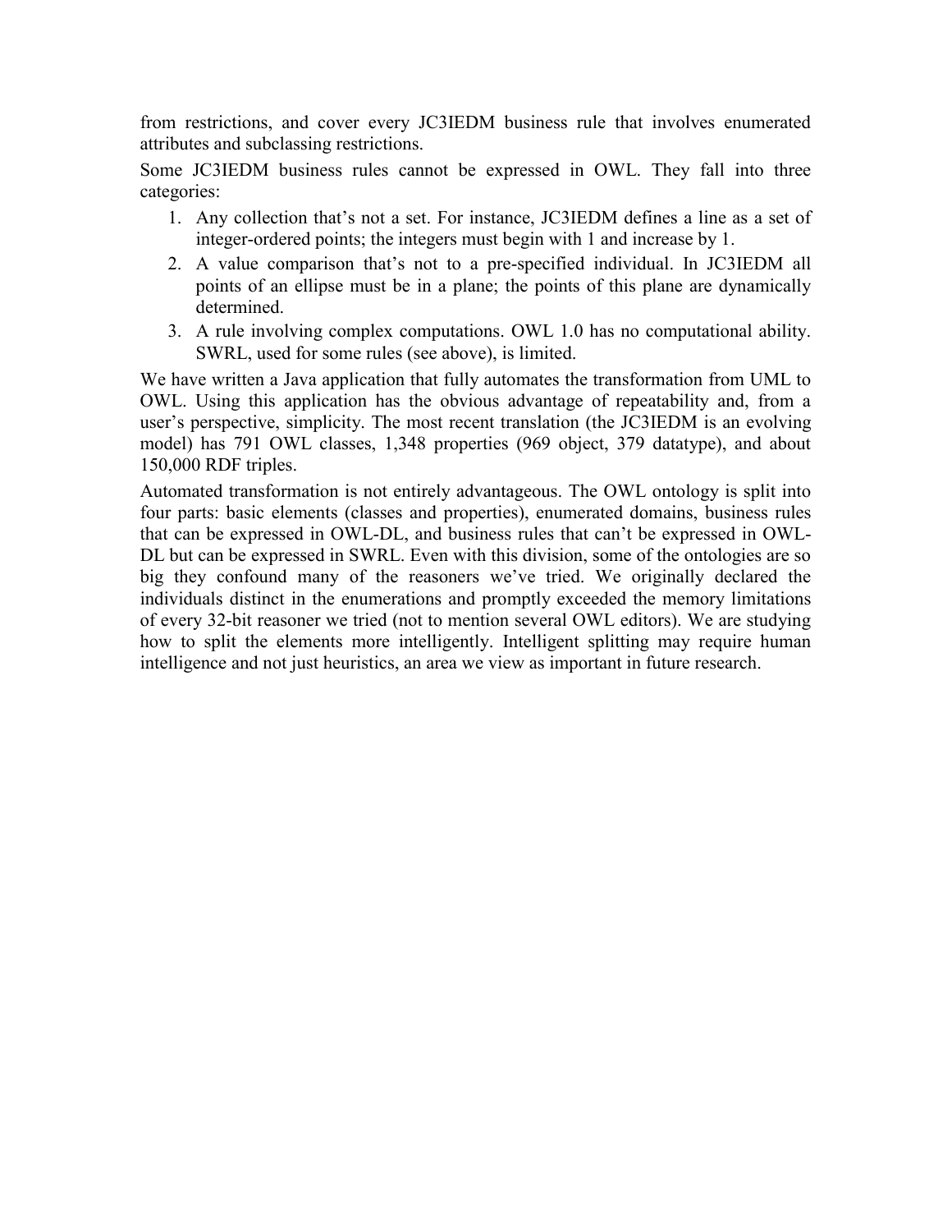from restrictions, and cover every JC3IEDM business rule that involves enumerated attributes and subclassing restrictions.

Some JC3IEDM business rules cannot be expressed in OWL. They fall into three categories:

1. Any collection that's not a set. For instance, JC3IEDM defines a line as a set of integer-ordered points; the integers must begin with 1 and increase by 1.
2. A value comparison that's not to a pre-specified individual. In JC3IEDM all points of an ellipse must be in a plane; the points of this plane are dynamically determined.
3. A rule involving complex computations. OWL 1.0 has no computational ability. SWRL, used for some rules (see above), is limited.

We have written a Java application that fully automates the transformation from UML to OWL. Using this application has the obvious advantage of repeatability and, from a user's perspective, simplicity. The most recent translation (the JC3IEDM is an evolving model) has 791 OWL classes, 1,348 properties (969 object, 379 datatype), and about 150,000 RDF triples.

Automated transformation is not entirely advantageous. The OWL ontology is split into four parts: basic elements (classes and properties), enumerated domains, business rules that can be expressed in OWL-DL, and business rules that can't be expressed in OWL-DL but can be expressed in SWRL. Even with this division, some of the ontologies are so big they confound many of the reasoners we've tried. We originally declared the individuals distinct in the enumerations and promptly exceeded the memory limitations of every 32-bit reasoner we tried (not to mention several OWL editors). We are studying how to split the elements more intelligently. Intelligent splitting may require human intelligence and not just heuristics, an area we view as important in future research.